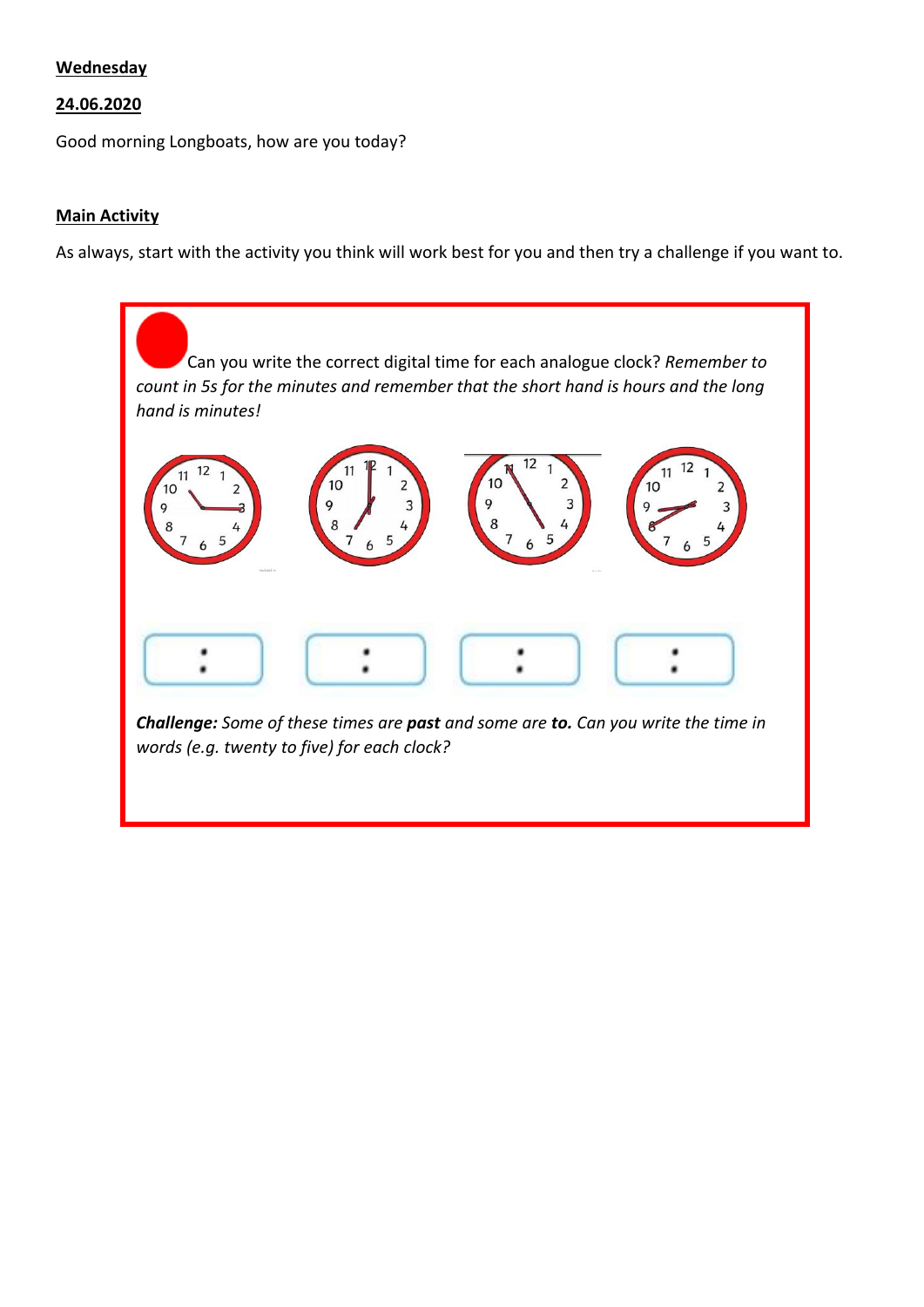**Wednesday**

**24.06.2020**

Good morning Longboats, how are you today?

**Main Activity**

As always, start with the activity you think will work best for you and then try a challenge if you want to.

Can you write the correct digital time for each analogue clock? *Remember to count in 5s for the minutes and remember that the short hand is hours and the long hand is minutes!*

| : | : | : | : |
|---|---|---|---|

***Challenge:*** *Some of these times are* ***past*** *and some are* ***to.*** *Can you write the time in words (e.g. twenty to five) for each clock?*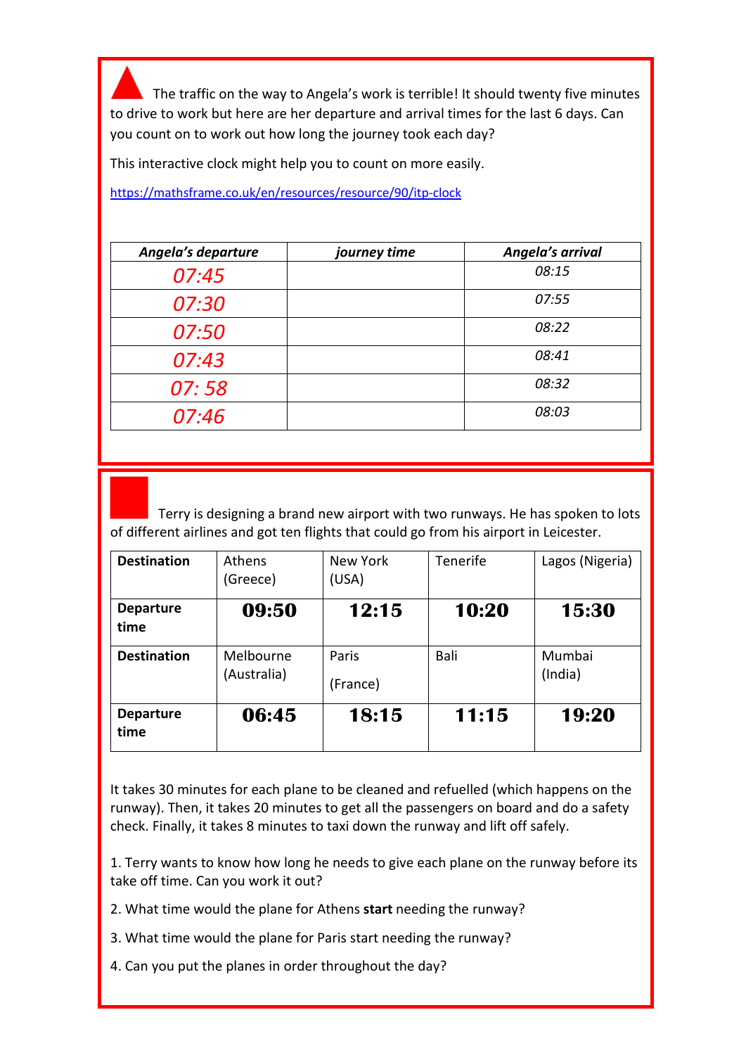The traffic on the way to Angela's work is terrible! It should twenty five minutes to drive to work but here are her departure and arrival times for the last 6 days. Can you count on to work out how long the journey took each day?

This interactive clock might help you to count on more easily.

https://mathsframe.co.uk/en/resources/resource/90/itp-clock

| *Angela's departure* | *journey time* | *Angela's arrival* |
|---|---|---|
| *07:45* | | *08:15* |
| *07:30* | | *07:55* |
| *07:50* | | *08:22* |
| *07:43* | | *08:41* |
| *07: 58* | | *08:32* |
| *07:46* | | *08:03* |

Terry is designing a brand new airport with two runways. He has spoken to lots of different airlines and got ten flights that could go from his airport in Leicester.

| **Destination** | Athens (Greece) | New York (USA) | Tenerife | Lagos (Nigeria) |
|---|---|---|---|---|
| **Departure time** | **09:50** | **12:15** | **10:20** | **15:30** |
| **Destination** | Melbourne (Australia) | Paris (France) | Bali | Mumbai (India) |
| **Departure time** | **06:45** | **18:15** | **11:15** | **19:20** |

It takes 30 minutes for each plane to be cleaned and refuelled (which happens on the runway). Then, it takes 20 minutes to get all the passengers on board and do a safety check. Finally, it takes 8 minutes to taxi down the runway and lift off safely.

1. Terry wants to know how long he needs to give each plane on the runway before its take off time. Can you work it out?

2. What time would the plane for Athens **start** needing the runway?

3. What time would the plane for Paris start needing the runway?

4. Can you put the planes in order throughout the day?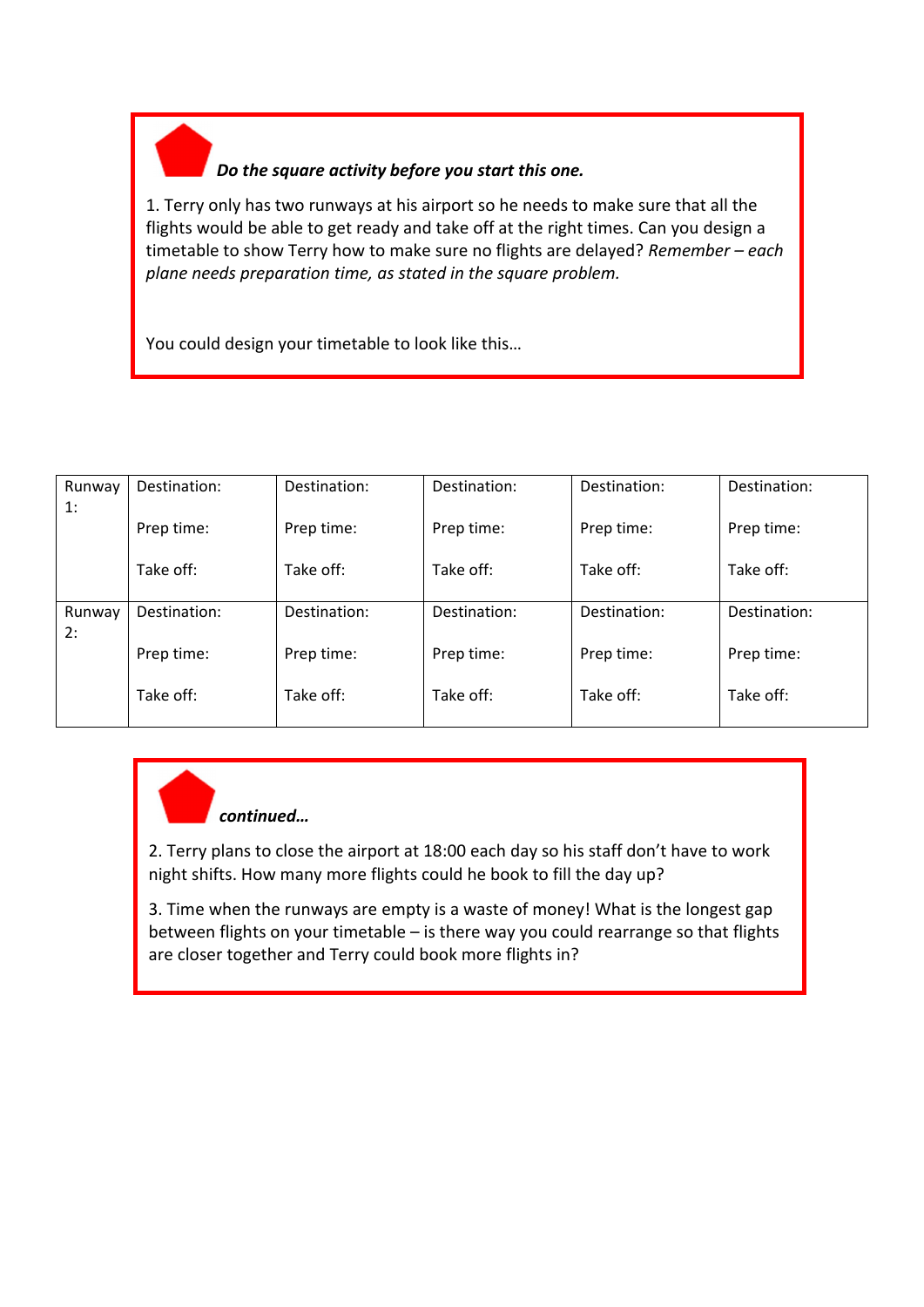***Do the square activity before you start this one.***

1. Terry only has two runways at his airport so he needs to make sure that all the flights would be able to get ready and take off at the right times. Can you design a timetable to show Terry how to make sure no flights are delayed? *Remember – each plane needs preparation time, as stated in the square problem.*

You could design your timetable to look like this…

| | | | | | |
|---|---|---|---|---|---|
| Runway 1: | Destination:<br><br>Prep time:<br><br>Take off: | Destination:<br><br>Prep time:<br><br>Take off: | Destination:<br><br>Prep time:<br><br>Take off: | Destination:<br><br>Prep time:<br><br>Take off: | Destination:<br><br>Prep time:<br><br>Take off: |
| Runway 2: | Destination:<br><br>Prep time:<br><br>Take off: | Destination:<br><br>Prep time:<br><br>Take off: | Destination:<br><br>Prep time:<br><br>Take off: | Destination:<br><br>Prep time:<br><br>Take off: | Destination:<br><br>Prep time:<br><br>Take off: |

***continued…***

2. Terry plans to close the airport at 18:00 each day so his staff don't have to work night shifts. How many more flights could he book to fill the day up?

3. Time when the runways are empty is a waste of money! What is the longest gap between flights on your timetable – is there way you could rearrange so that flights are closer together and Terry could book more flights in?